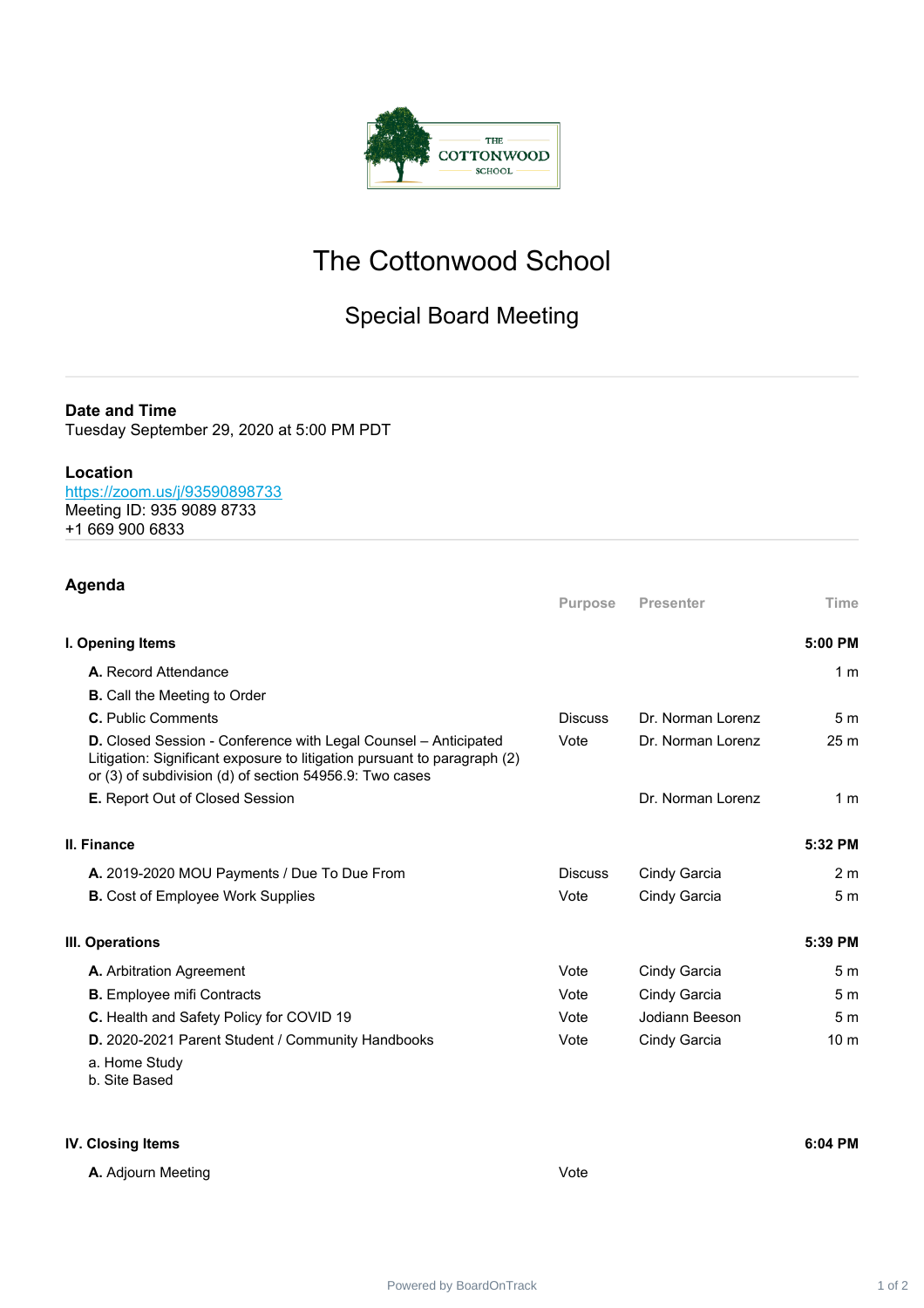# The Cottonwood School

## Special Board Meeting

**Date and Time**
Tuesday September 29, 2020 at 5:00 PM PDT

**Location**
https://zoom.us/j/93590898733
Meeting ID: 935 9089 8733
+1 669 900 6833

## Agenda

| | Purpose | Presenter | Time |
|---|---|---|---|
| **I. Opening Items** | | | **5:00 PM** |
| **A.** Record Attendance | | | 1 m |
| **B.** Call the Meeting to Order | | | |
| **C.** Public Comments | Discuss | Dr. Norman Lorenz | 5 m |
| **D.** Closed Session - Conference with Legal Counsel – Anticipated Litigation: Significant exposure to litigation pursuant to paragraph (2) or (3) of subdivision (d) of section 54956.9: Two cases | Vote | Dr. Norman Lorenz | 25 m |
| **E.** Report Out of Closed Session | | Dr. Norman Lorenz | 1 m |
| **II. Finance** | | | **5:32 PM** |
| **A.** 2019-2020 MOU Payments / Due To Due From | Discuss | Cindy Garcia | 2 m |
| **B.** Cost of Employee Work Supplies | Vote | Cindy Garcia | 5 m |
| **III. Operations** | | | **5:39 PM** |
| **A.** Arbitration Agreement | Vote | Cindy Garcia | 5 m |
| **B.** Employee mifi Contracts | Vote | Cindy Garcia | 5 m |
| **C.** Health and Safety Policy for COVID 19 | Vote | Jodiann Beeson | 5 m |
| **D.** 2020-2021 Parent Student / Community Handbooks<br>a. Home Study<br>b. Site Based | Vote | Cindy Garcia | 10 m |
| **IV. Closing Items** | | | **6:04 PM** |
| **A.** Adjourn Meeting | Vote | | |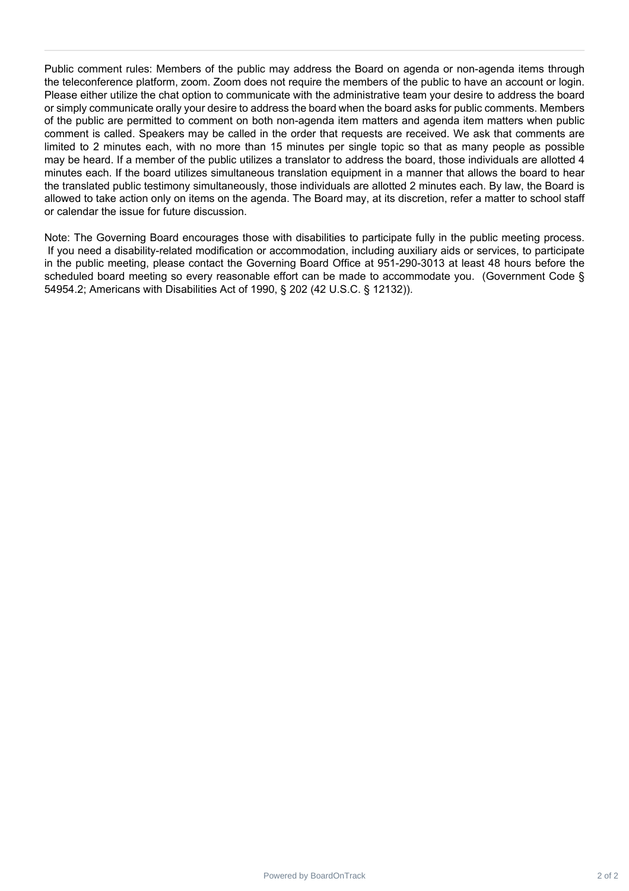Public comment rules: Members of the public may address the Board on agenda or non-agenda items through the teleconference platform, zoom. Zoom does not require the members of the public to have an account or login. Please either utilize the chat option to communicate with the administrative team your desire to address the board or simply communicate orally your desire to address the board when the board asks for public comments. Members of the public are permitted to comment on both non-agenda item matters and agenda item matters when public comment is called. Speakers may be called in the order that requests are received. We ask that comments are limited to 2 minutes each, with no more than 15 minutes per single topic so that as many people as possible may be heard. If a member of the public utilizes a translator to address the board, those individuals are allotted 4 minutes each. If the board utilizes simultaneous translation equipment in a manner that allows the board to hear the translated public testimony simultaneously, those individuals are allotted 2 minutes each. By law, the Board is allowed to take action only on items on the agenda. The Board may, at its discretion, refer a matter to school staff or calendar the issue for future discussion.

Note: The Governing Board encourages those with disabilities to participate fully in the public meeting process. If you need a disability-related modification or accommodation, including auxiliary aids or services, to participate in the public meeting, please contact the Governing Board Office at 951-290-3013 at least 48 hours before the scheduled board meeting so every reasonable effort can be made to accommodate you. (Government Code § 54954.2; Americans with Disabilities Act of 1990, § 202 (42 U.S.C. § 12132)).